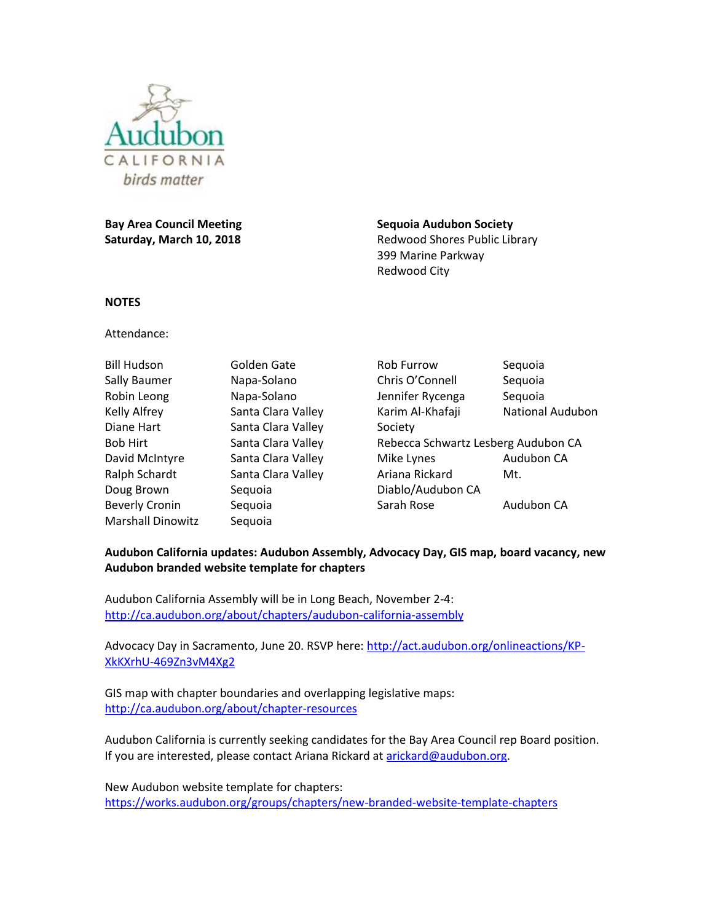Audubon CALIFORNIA birds matter

**Bay Area Council Meeting**
**Saturday, March 10, 2018**

**Sequoia Audubon Society**
Redwood Shores Public Library
399 Marine Parkway
Redwood City

**NOTES**

Attendance:

| | | | |
|---|---|---|---|
| Bill Hudson | Golden Gate | Rob Furrow | Sequoia |
| Sally Baumer | Napa-Solano | Chris O'Connell | Sequoia |
| Robin Leong | Napa-Solano | Jennifer Rycenga | Sequoia |
| Kelly Alfrey | Santa Clara Valley | Karim Al-Khafaji | National Audubon Society |
| Diane Hart | Santa Clara Valley | Rebecca Schwartz Lesberg | Audubon CA |
| Bob Hirt | Santa Clara Valley | Mike Lynes | Audubon CA |
| David McIntyre | Santa Clara Valley | Ariana Rickard | Mt. Diablo/Audubon CA |
| Ralph Schardt | Santa Clara Valley | Sarah Rose | Audubon CA |
| Doug Brown | Sequoia | | |
| Beverly Cronin | Sequoia | | |
| Marshall Dinowitz | Sequoia | | |

**Audubon California updates: Audubon Assembly, Advocacy Day, GIS map, board vacancy, new Audubon branded website template for chapters**

Audubon California Assembly will be in Long Beach, November 2-4:
http://ca.audubon.org/about/chapters/audubon-california-assembly

Advocacy Day in Sacramento, June 20. RSVP here: http://act.audubon.org/onlineactions/KP-XkKXrhU-469Zn3vM4Xg2

GIS map with chapter boundaries and overlapping legislative maps:
http://ca.audubon.org/about/chapter-resources

Audubon California is currently seeking candidates for the Bay Area Council rep Board position. If you are interested, please contact Ariana Rickard at arickard@audubon.org.

New Audubon website template for chapters:
https://works.audubon.org/groups/chapters/new-branded-website-template-chapters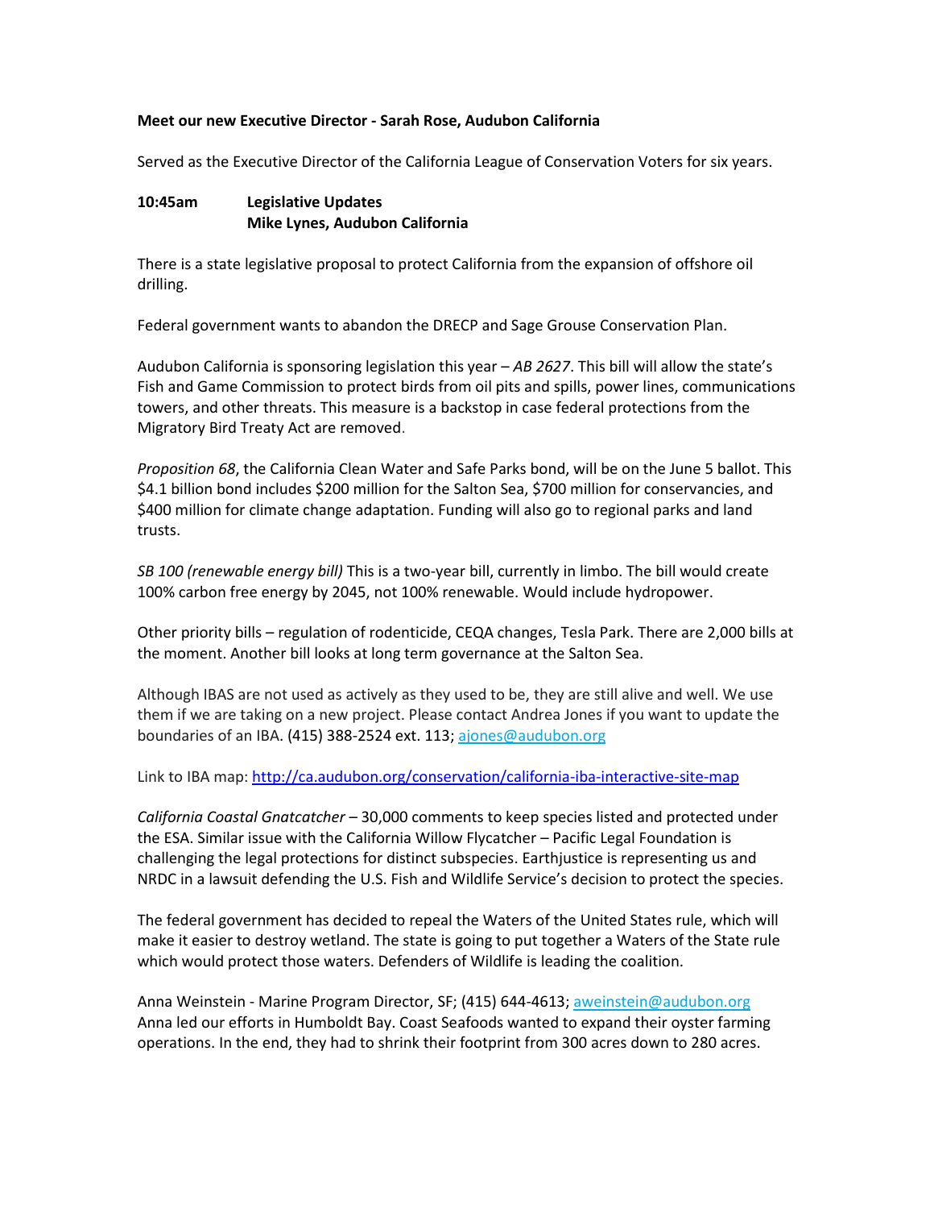**Meet our new Executive Director - Sarah Rose, Audubon California**

Served as the Executive Director of the California League of Conservation Voters for six years.

**10:45am Legislative Updates**
**Mike Lynes, Audubon California**

There is a state legislative proposal to protect California from the expansion of offshore oil drilling.

Federal government wants to abandon the DRECP and Sage Grouse Conservation Plan.

Audubon California is sponsoring legislation this year – *AB 2627*. This bill will allow the state's Fish and Game Commission to protect birds from oil pits and spills, power lines, communications towers, and other threats. This measure is a backstop in case federal protections from the Migratory Bird Treaty Act are removed.

*Proposition 68*, the California Clean Water and Safe Parks bond, will be on the June 5 ballot. This $4.1 billion bond includes $200 million for the Salton Sea, $700 million for conservancies, and $400 million for climate change adaptation. Funding will also go to regional parks and land trusts.

*SB 100 (renewable energy bill)* This is a two-year bill, currently in limbo. The bill would create 100% carbon free energy by 2045, not 100% renewable. Would include hydropower.

Other priority bills – regulation of rodenticide, CEQA changes, Tesla Park. There are 2,000 bills at the moment. Another bill looks at long term governance at the Salton Sea.

Although IBAS are not used as actively as they used to be, they are still alive and well. We use them if we are taking on a new project. Please contact Andrea Jones if you want to update the boundaries of an IBA. (415) 388-2524 ext. 113; ajones@audubon.org

Link to IBA map: http://ca.audubon.org/conservation/california-iba-interactive-site-map

*California Coastal Gnatcatcher* – 30,000 comments to keep species listed and protected under the ESA. Similar issue with the California Willow Flycatcher – Pacific Legal Foundation is challenging the legal protections for distinct subspecies. Earthjustice is representing us and NRDC in a lawsuit defending the U.S. Fish and Wildlife Service's decision to protect the species.

The federal government has decided to repeal the Waters of the United States rule, which will make it easier to destroy wetland. The state is going to put together a Waters of the State rule which would protect those waters. Defenders of Wildlife is leading the coalition.

Anna Weinstein - Marine Program Director, SF; (415) 644-4613; aweinstein@audubon.org
Anna led our efforts in Humboldt Bay. Coast Seafoods wanted to expand their oyster farming operations. In the end, they had to shrink their footprint from 300 acres down to 280 acres.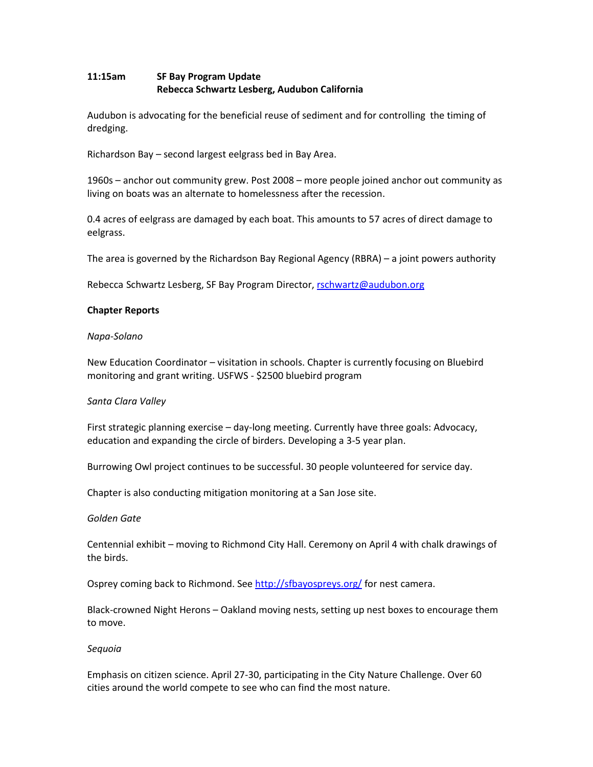**11:15am SF Bay Program Update**
**Rebecca Schwartz Lesberg, Audubon California**

Audubon is advocating for the beneficial reuse of sediment and for controlling the timing of dredging.

Richardson Bay – second largest eelgrass bed in Bay Area.

1960s – anchor out community grew. Post 2008 – more people joined anchor out community as living on boats was an alternate to homelessness after the recession.

0.4 acres of eelgrass are damaged by each boat. This amounts to 57 acres of direct damage to eelgrass.

The area is governed by the Richardson Bay Regional Agency (RBRA) – a joint powers authority

Rebecca Schwartz Lesberg, SF Bay Program Director, rschwartz@audubon.org

**Chapter Reports**

*Napa-Solano*

New Education Coordinator – visitation in schools. Chapter is currently focusing on Bluebird monitoring and grant writing. USFWS - $2500 bluebird program

*Santa Clara Valley*

First strategic planning exercise – day-long meeting. Currently have three goals: Advocacy, education and expanding the circle of birders. Developing a 3-5 year plan.

Burrowing Owl project continues to be successful. 30 people volunteered for service day.

Chapter is also conducting mitigation monitoring at a San Jose site.

*Golden Gate*

Centennial exhibit – moving to Richmond City Hall. Ceremony on April 4 with chalk drawings of the birds.

Osprey coming back to Richmond. See http://sfbayospreys.org/ for nest camera.

Black-crowned Night Herons – Oakland moving nests, setting up nest boxes to encourage them to move.

*Sequoia*

Emphasis on citizen science. April 27-30, participating in the City Nature Challenge. Over 60 cities around the world compete to see who can find the most nature.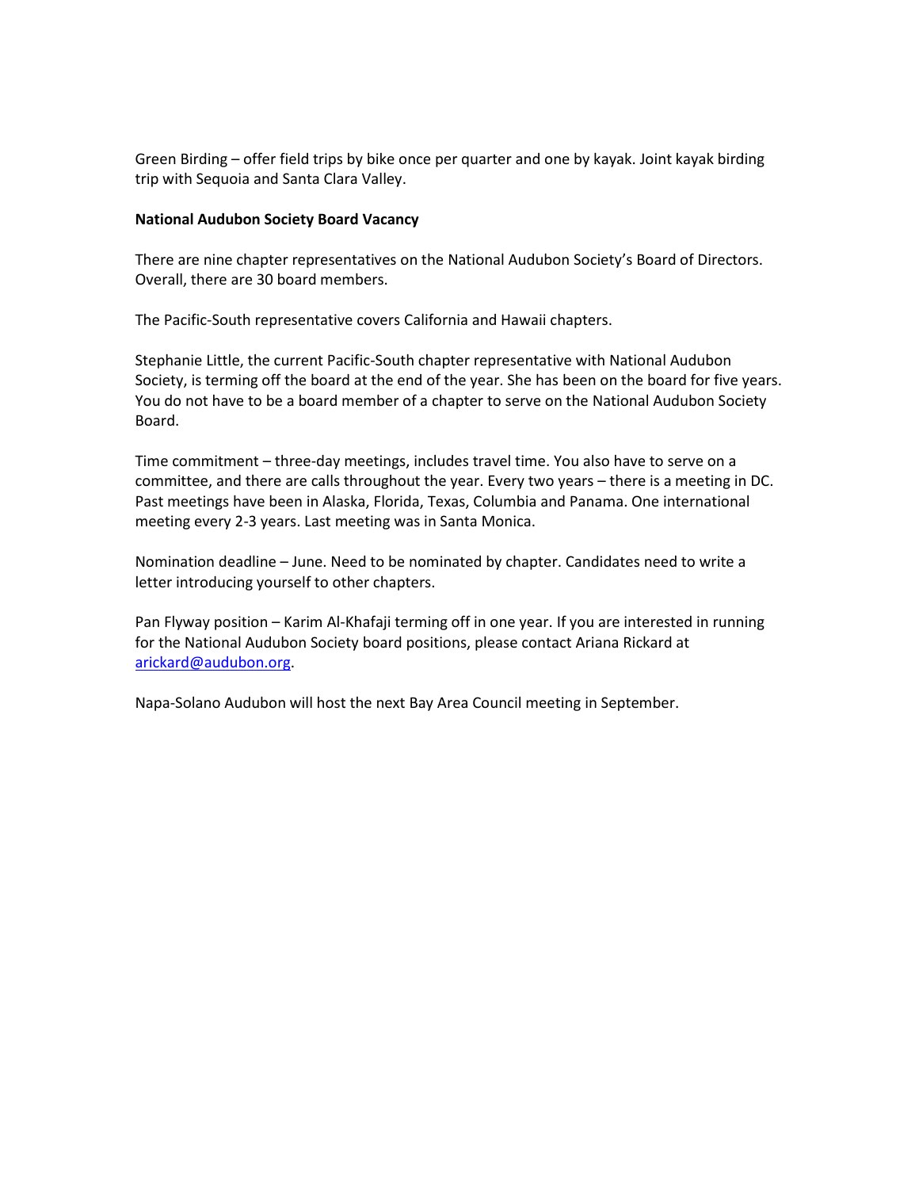Green Birding – offer field trips by bike once per quarter and one by kayak. Joint kayak birding trip with Sequoia and Santa Clara Valley.

**National Audubon Society Board Vacancy**

There are nine chapter representatives on the National Audubon Society's Board of Directors. Overall, there are 30 board members.

The Pacific-South representative covers California and Hawaii chapters.

Stephanie Little, the current Pacific-South chapter representative with National Audubon Society, is terming off the board at the end of the year. She has been on the board for five years. You do not have to be a board member of a chapter to serve on the National Audubon Society Board.

Time commitment – three-day meetings, includes travel time. You also have to serve on a committee, and there are calls throughout the year. Every two years – there is a meeting in DC. Past meetings have been in Alaska, Florida, Texas, Columbia and Panama. One international meeting every 2-3 years. Last meeting was in Santa Monica.

Nomination deadline – June. Need to be nominated by chapter. Candidates need to write a letter introducing yourself to other chapters.

Pan Flyway position – Karim Al-Khafaji terming off in one year. If you are interested in running for the National Audubon Society board positions, please contact Ariana Rickard at arickard@audubon.org.

Napa-Solano Audubon will host the next Bay Area Council meeting in September.